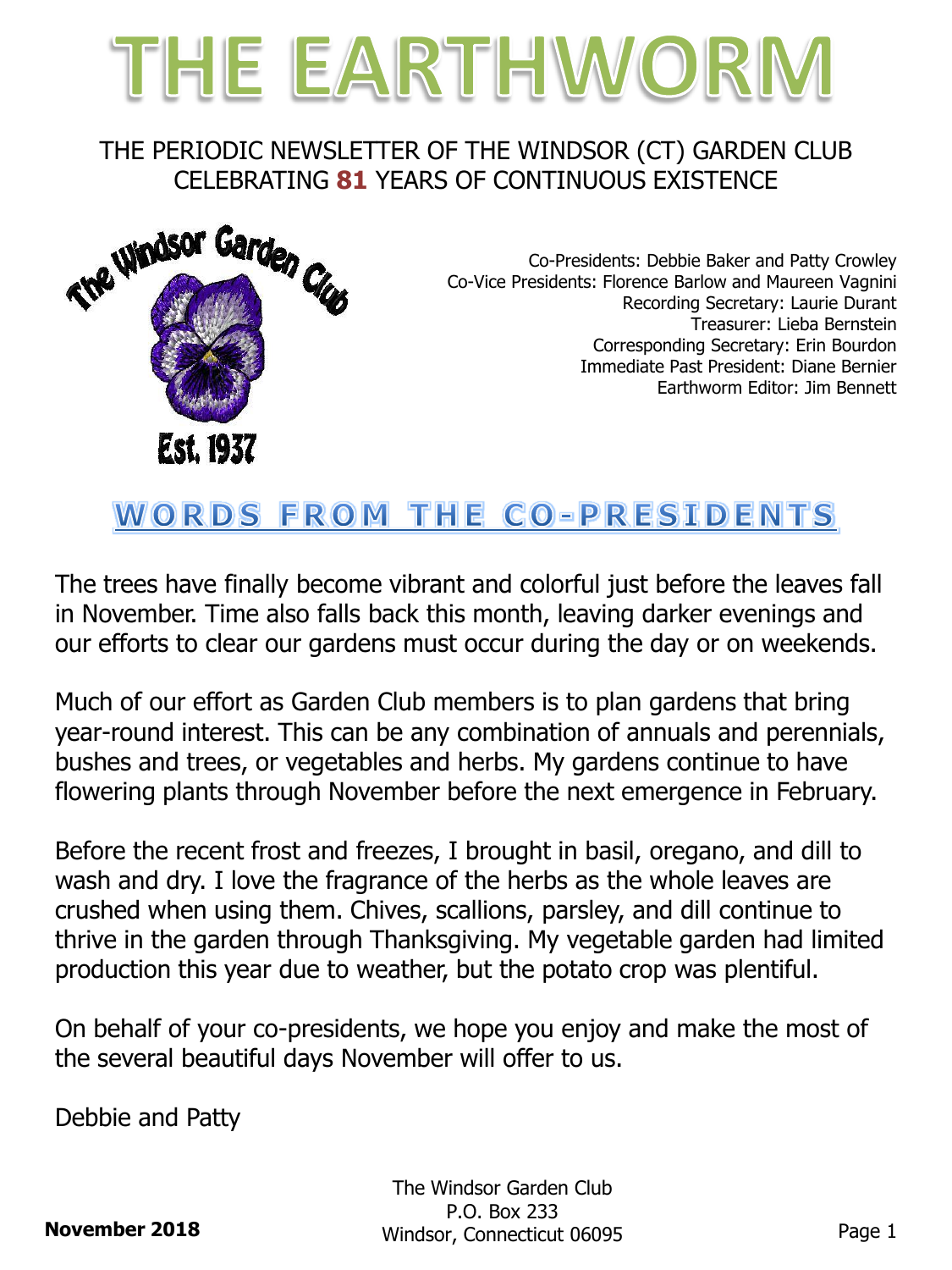# THE EARTHWORM

THE PERIODIC NEWSLETTER OF THE WINDSOR (CT) GARDEN CLUB
CELEBRATING **81** YEARS OF CONTINUOUS EXISTENCE

The Windsor Garden Club
Est. 1937

Co-Presidents: Debbie Baker and Patty Crowley
Co-Vice Presidents: Florence Barlow and Maureen Vagnini
Recording Secretary: Laurie Durant
Treasurer: Lieba Bernstein
Corresponding Secretary: Erin Bourdon
Immediate Past President: Diane Bernier
Earthworm Editor: Jim Bennett

## WORDS FROM THE CO-PRESIDENTS

The trees have finally become vibrant and colorful just before the leaves fall in November. Time also falls back this month, leaving darker evenings and our efforts to clear our gardens must occur during the day or on weekends.

Much of our effort as Garden Club members is to plan gardens that bring year-round interest. This can be any combination of annuals and perennials, bushes and trees, or vegetables and herbs. My gardens continue to have flowering plants through November before the next emergence in February.

Before the recent frost and freezes, I brought in basil, oregano, and dill to wash and dry. I love the fragrance of the herbs as the whole leaves are crushed when using them. Chives, scallions, parsley, and dill continue to thrive in the garden through Thanksgiving. My vegetable garden had limited production this year due to weather, but the potato crop was plentiful.

On behalf of your co-presidents, we hope you enjoy and make the most of the several beautiful days November will offer to us.

Debbie and Patty

**November 2018**

The Windsor Garden Club
P.O. Box 233
Windsor, Connecticut 06095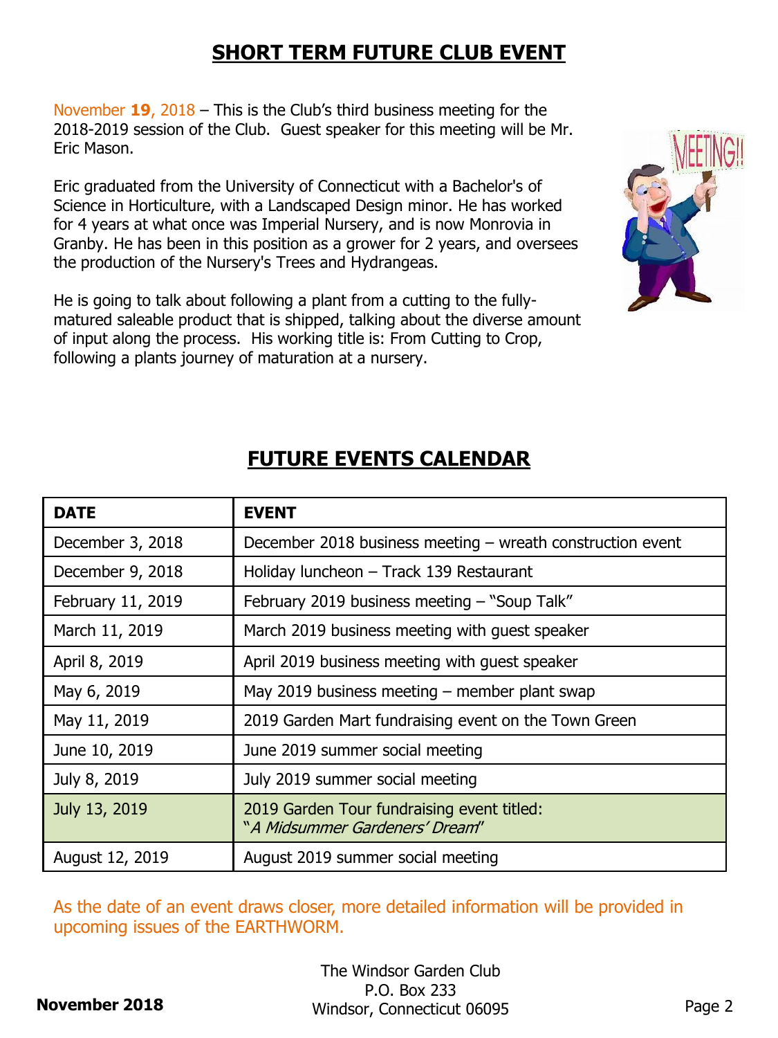## SHORT TERM FUTURE CLUB EVENT

November **19**, 2018 – This is the Club's third business meeting for the 2018-2019 session of the Club. Guest speaker for this meeting will be Mr. Eric Mason.

Eric graduated from the University of Connecticut with a Bachelor's of Science in Horticulture, with a Landscaped Design minor. He has worked for 4 years at what once was Imperial Nursery, and is now Monrovia in Granby. He has been in this position as a grower for 2 years, and oversees the production of the Nursery's Trees and Hydrangeas.

He is going to talk about following a plant from a cutting to the fully-matured saleable product that is shipped, talking about the diverse amount of input along the process. His working title is: From Cutting to Crop, following a plants journey of maturation at a nursery.

## FUTURE EVENTS CALENDAR

| DATE | EVENT |
|---|---|
| December 3, 2018 | December 2018 business meeting – wreath construction event |
| December 9, 2018 | Holiday luncheon – Track 139 Restaurant |
| February 11, 2019 | February 2019 business meeting – "Soup Talk" |
| March 11, 2019 | March 2019 business meeting with guest speaker |
| April 8, 2019 | April 2019 business meeting with guest speaker |
| May 6, 2019 | May 2019 business meeting – member plant swap |
| May 11, 2019 | 2019 Garden Mart fundraising event on the Town Green |
| June 10, 2019 | June 2019 summer social meeting |
| July 8, 2019 | July 2019 summer social meeting |
| July 13, 2019 | 2019 Garden Tour fundraising event titled: "*A Midsummer Gardeners' Dream*" |
| August 12, 2019 | August 2019 summer social meeting |

As the date of an event draws closer, more detailed information will be provided in upcoming issues of the EARTHWORM.

**November 2018**

The Windsor Garden Club
P.O. Box 233
Windsor, Connecticut 06095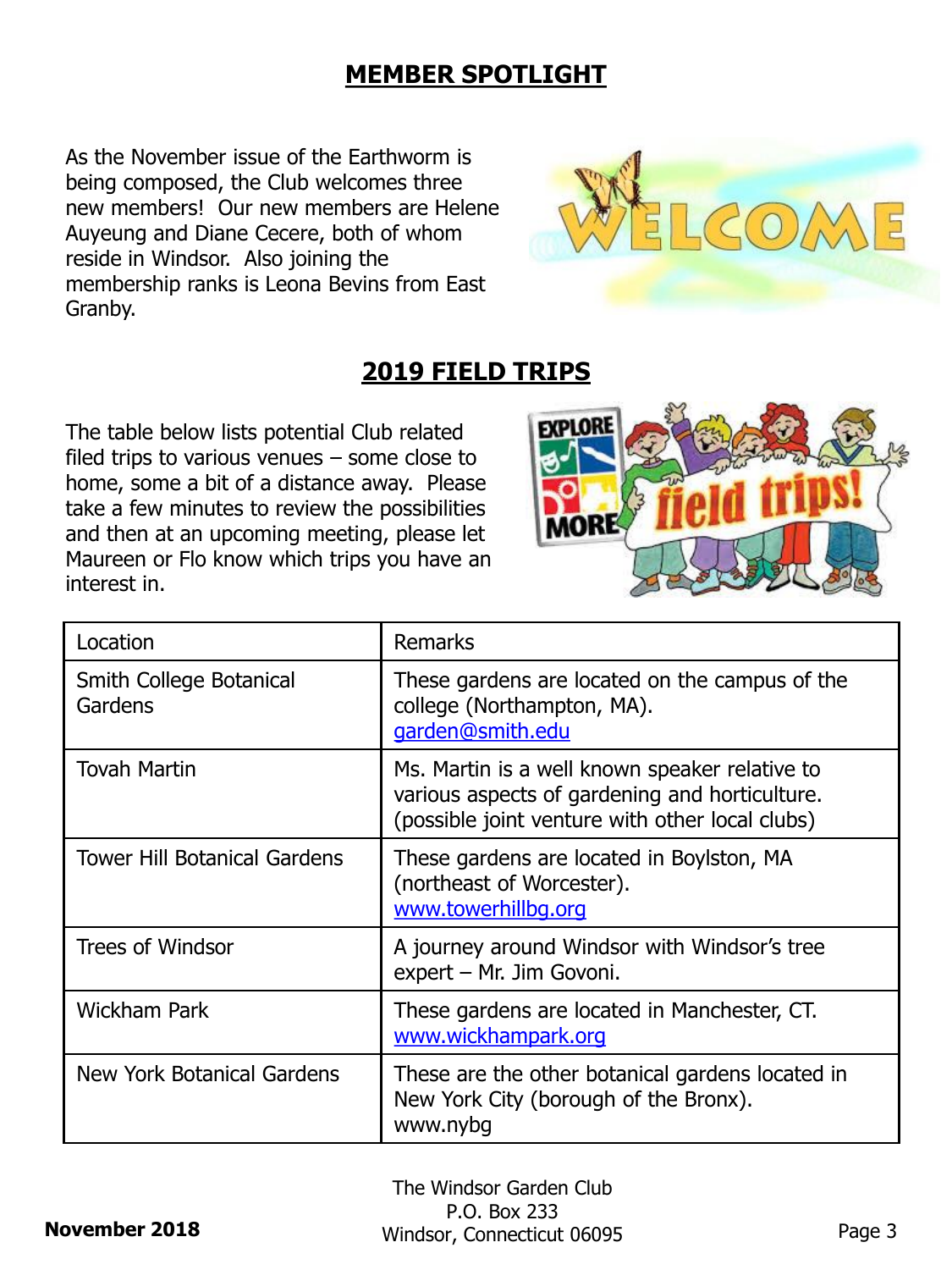## MEMBER SPOTLIGHT

As the November issue of the Earthworm is being composed, the Club welcomes three new members! Our new members are Helene Auyeung and Diane Cecere, both of whom reside in Windsor. Also joining the membership ranks is Leona Bevins from East Granby.

## 2019 FIELD TRIPS

The table below lists potential Club related filed trips to various venues – some close to home, some a bit of a distance away. Please take a few minutes to review the possibilities and then at an upcoming meeting, please let Maureen or Flo know which trips you have an interest in.

| Location | Remarks |
|---|---|
| Smith College Botanical Gardens | These gardens are located on the campus of the college (Northampton, MA). garden@smith.edu |
| Tovah Martin | Ms. Martin is a well known speaker relative to various aspects of gardening and horticulture. (possible joint venture with other local clubs) |
| Tower Hill Botanical Gardens | These gardens are located in Boylston, MA (northeast of Worcester). www.towerhillbg.org |
| Trees of Windsor | A journey around Windsor with Windsor's tree expert – Mr. Jim Govoni. |
| Wickham Park | These gardens are located in Manchester, CT. www.wickhampark.org |
| New York Botanical Gardens | These are the other botanical gardens located in New York City (borough of the Bronx). www.nybg |

November 2018

The Windsor Garden Club
P.O. Box 233
Windsor, Connecticut 06095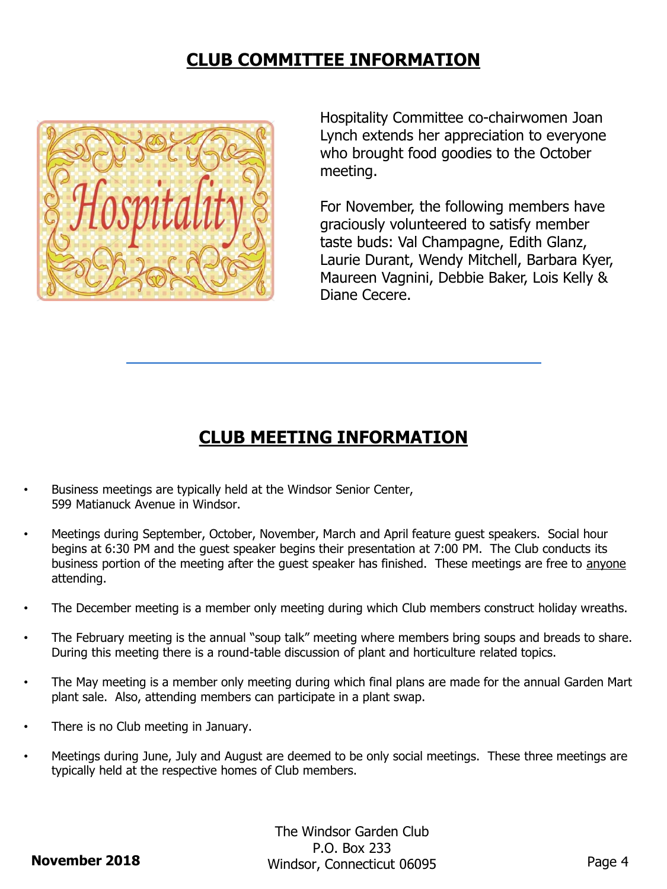## CLUB COMMITTEE INFORMATION

Hospitality Committee co-chairwomen Joan Lynch extends her appreciation to everyone who brought food goodies to the October meeting.

For November, the following members have graciously volunteered to satisfy member taste buds: Val Champagne, Edith Glanz, Laurie Durant, Wendy Mitchell, Barbara Kyer, Maureen Vagnini, Debbie Baker, Lois Kelly & Diane Cecere.

---

## CLUB MEETING INFORMATION

- Business meetings are typically held at the Windsor Senior Center, 599 Matianuck Avenue in Windsor.
- Meetings during September, October, November, March and April feature guest speakers. Social hour begins at 6:30 PM and the guest speaker begins their presentation at 7:00 PM. The Club conducts its business portion of the meeting after the guest speaker has finished. These meetings are free to anyone attending.
- The December meeting is a member only meeting during which Club members construct holiday wreaths.
- The February meeting is the annual "soup talk" meeting where members bring soups and breads to share. During this meeting there is a round-table discussion of plant and horticulture related topics.
- The May meeting is a member only meeting during which final plans are made for the annual Garden Mart plant sale. Also, attending members can participate in a plant swap.
- There is no Club meeting in January.
- Meetings during June, July and August are deemed to be only social meetings. These three meetings are typically held at the respective homes of Club members.

The Windsor Garden Club
P.O. Box 233
Windsor, Connecticut 06095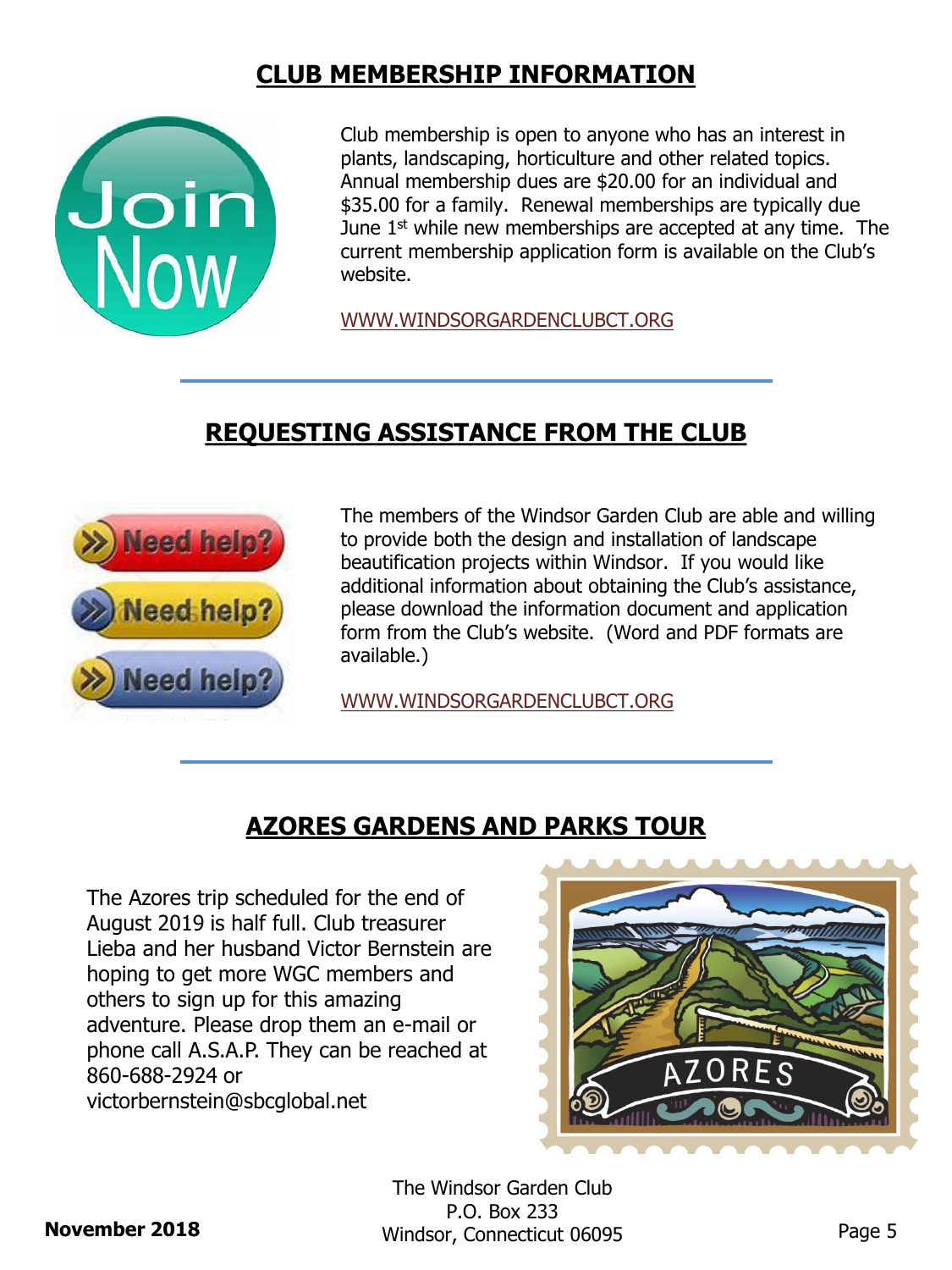## CLUB MEMBERSHIP INFORMATION

Club membership is open to anyone who has an interest in plants, landscaping, horticulture and other related topics. Annual membership dues are $20.00 for an individual and $35.00 for a family. Renewal memberships are typically due June 1st while new memberships are accepted at any time. The current membership application form is available on the Club's website.

WWW.WINDSORGARDENCLUBCT.ORG

## REQUESTING ASSISTANCE FROM THE CLUB

The members of the Windsor Garden Club are able and willing to provide both the design and installation of landscape beautification projects within Windsor. If you would like additional information about obtaining the Club's assistance, please download the information document and application form from the Club's website. (Word and PDF formats are available.)

WWW.WINDSORGARDENCLUBCT.ORG

## AZORES GARDENS AND PARKS TOUR

The Azores trip scheduled for the end of August 2019 is half full. Club treasurer Lieba and her husband Victor Bernstein are hoping to get more WGC members and others to sign up for this amazing adventure. Please drop them an e-mail or phone call A.S.A.P. They can be reached at 860-688-2924 or victorbernstein@sbcglobal.net

The Windsor Garden Club
P.O. Box 233
Windsor, Connecticut 06095